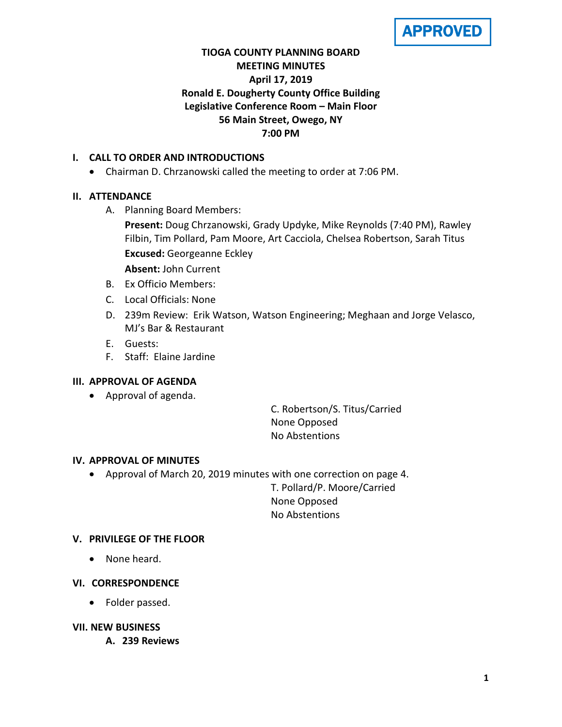APPROVED

**TIOGA COUNTY PLANNING BOARD**
**MEETING MINUTES**
**April 17, 2019**
**Ronald E. Dougherty County Office Building**
**Legislative Conference Room – Main Floor**
**56 Main Street, Owego, NY**
**7:00 PM**

## I. CALL TO ORDER AND INTRODUCTIONS

- Chairman D. Chrzanowski called the meeting to order at 7:06 PM.

## II. ATTENDANCE

A. Planning Board Members:

**Present:** Doug Chrzanowski, Grady Updyke, Mike Reynolds (7:40 PM), Rawley Filbin, Tim Pollard, Pam Moore, Art Cacciola, Chelsea Robertson, Sarah Titus

**Excused:** Georgeanne Eckley

**Absent:** John Current

B. Ex Officio Members:

C. Local Officials: None

D. 239m Review: Erik Watson, Watson Engineering; Meghaan and Jorge Velasco, MJ's Bar & Restaurant

E. Guests:

F. Staff: Elaine Jardine

## III. APPROVAL OF AGENDA

- Approval of agenda.

C. Robertson/S. Titus/Carried
None Opposed
No Abstentions

## IV. APPROVAL OF MINUTES

- Approval of March 20, 2019 minutes with one correction on page 4.

T. Pollard/P. Moore/Carried
None Opposed
No Abstentions

## V. PRIVILEGE OF THE FLOOR

- None heard.

## VI. CORRESPONDENCE

- Folder passed.

## VII. NEW BUSINESS

**A. 239 Reviews**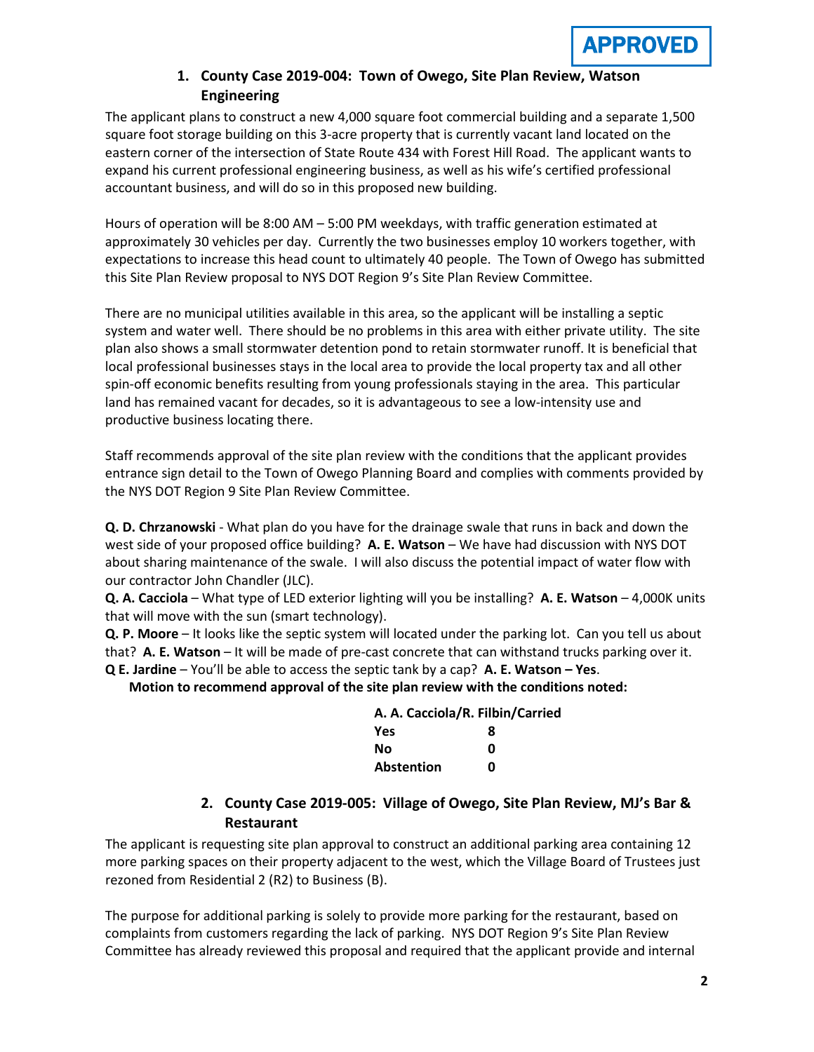APPROVED

## 1. County Case 2019-004: Town of Owego, Site Plan Review, Watson Engineering

The applicant plans to construct a new 4,000 square foot commercial building and a separate 1,500 square foot storage building on this 3-acre property that is currently vacant land located on the eastern corner of the intersection of State Route 434 with Forest Hill Road. The applicant wants to expand his current professional engineering business, as well as his wife's certified professional accountant business, and will do so in this proposed new building.

Hours of operation will be 8:00 AM – 5:00 PM weekdays, with traffic generation estimated at approximately 30 vehicles per day. Currently the two businesses employ 10 workers together, with expectations to increase this head count to ultimately 40 people. The Town of Owego has submitted this Site Plan Review proposal to NYS DOT Region 9's Site Plan Review Committee.

There are no municipal utilities available in this area, so the applicant will be installing a septic system and water well. There should be no problems in this area with either private utility. The site plan also shows a small stormwater detention pond to retain stormwater runoff. It is beneficial that local professional businesses stays in the local area to provide the local property tax and all other spin-off economic benefits resulting from young professionals staying in the area. This particular land has remained vacant for decades, so it is advantageous to see a low-intensity use and productive business locating there.

Staff recommends approval of the site plan review with the conditions that the applicant provides entrance sign detail to the Town of Owego Planning Board and complies with comments provided by the NYS DOT Region 9 Site Plan Review Committee.

**Q. D. Chrzanowski** - What plan do you have for the drainage swale that runs in back and down the west side of your proposed office building? **A. E. Watson** – We have had discussion with NYS DOT about sharing maintenance of the swale. I will also discuss the potential impact of water flow with our contractor John Chandler (JLC).
**Q. A. Cacciola** – What type of LED exterior lighting will you be installing? **A. E. Watson** – 4,000K units that will move with the sun (smart technology).
**Q. P. Moore** – It looks like the septic system will located under the parking lot. Can you tell us about that? **A. E. Watson** – It will be made of pre-cast concrete that can withstand trucks parking over it.
**Q E. Jardine** – You'll be able to access the septic tank by a cap? **A. E. Watson – Yes**.

**Motion to recommend approval of the site plan review with the conditions noted:**

| A. A. Cacciola/R. Filbin/Carried | |
|---|---|
| Yes | 8 |
| No | 0 |
| Abstention | 0 |

## 2. County Case 2019-005: Village of Owego, Site Plan Review, MJ's Bar & Restaurant

The applicant is requesting site plan approval to construct an additional parking area containing 12 more parking spaces on their property adjacent to the west, which the Village Board of Trustees just rezoned from Residential 2 (R2) to Business (B).

The purpose for additional parking is solely to provide more parking for the restaurant, based on complaints from customers regarding the lack of parking. NYS DOT Region 9's Site Plan Review Committee has already reviewed this proposal and required that the applicant provide and internal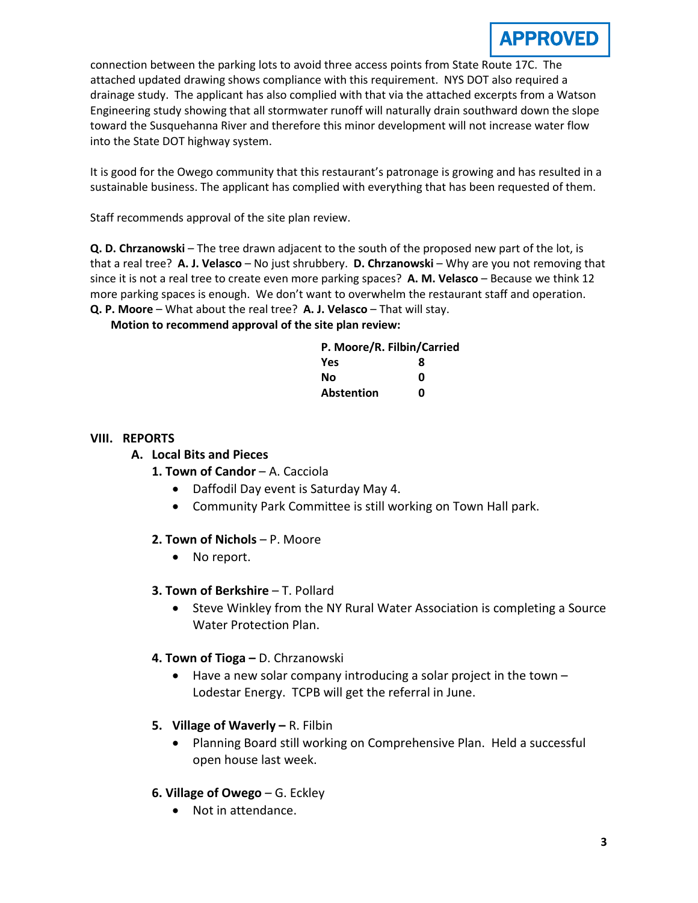**APPROVED**

connection between the parking lots to avoid three access points from State Route 17C. The attached updated drawing shows compliance with this requirement. NYS DOT also required a drainage study. The applicant has also complied with that via the attached excerpts from a Watson Engineering study showing that all stormwater runoff will naturally drain southward down the slope toward the Susquehanna River and therefore this minor development will not increase water flow into the State DOT highway system.

It is good for the Owego community that this restaurant's patronage is growing and has resulted in a sustainable business. The applicant has complied with everything that has been requested of them.

Staff recommends approval of the site plan review.

**Q. D. Chrzanowski** – The tree drawn adjacent to the south of the proposed new part of the lot, is that a real tree? **A. J. Velasco** – No just shrubbery. **D. Chrzanowski** – Why are you not removing that since it is not a real tree to create even more parking spaces? **A. M. Velasco** – Because we think 12 more parking spaces is enough. We don't want to overwhelm the restaurant staff and operation. **Q. P. Moore** – What about the real tree? **A. J. Velasco** – That will stay.

**Motion to recommend approval of the site plan review:**

| **P. Moore/R. Filbin/Carried** | |
|---|---|
| **Yes** | **8** |
| **No** | **0** |
| **Abstention** | **0** |

## VIII. REPORTS

### A. Local Bits and Pieces

**1. Town of Candor** – A. Cacciola

- Daffodil Day event is Saturday May 4.
- Community Park Committee is still working on Town Hall park.

**2. Town of Nichols** – P. Moore

- No report.

**3. Town of Berkshire** – T. Pollard

- Steve Winkley from the NY Rural Water Association is completing a Source Water Protection Plan.

**4. Town of Tioga –** D. Chrzanowski

- Have a new solar company introducing a solar project in the town – Lodestar Energy. TCPB will get the referral in June.

**5. Village of Waverly –** R. Filbin

- Planning Board still working on Comprehensive Plan. Held a successful open house last week.

**6. Village of Owego** – G. Eckley

- Not in attendance.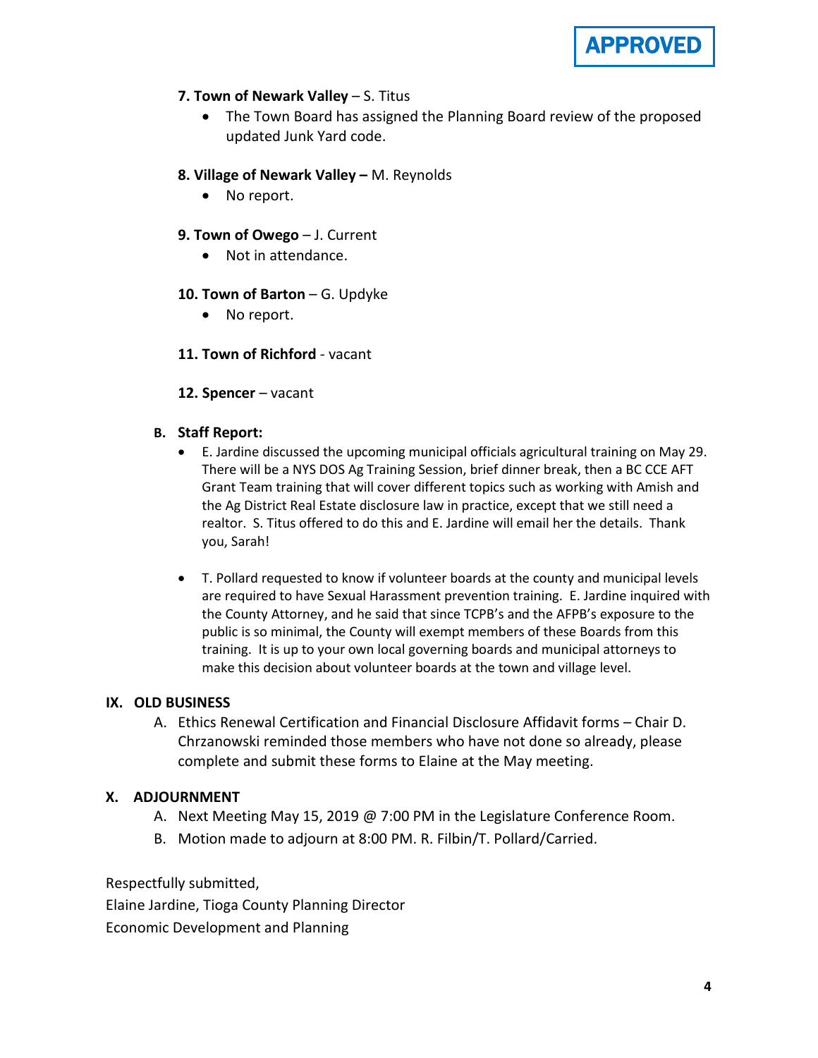**APPROVED**

**7. Town of Newark Valley** – S. Titus

- The Town Board has assigned the Planning Board review of the proposed updated Junk Yard code.

**8. Village of Newark Valley –** M. Reynolds

- No report.

**9. Town of Owego** – J. Current

- Not in attendance.

**10. Town of Barton** – G. Updyke

- No report.

**11. Town of Richford** - vacant

**12. Spencer** – vacant

**B. Staff Report:**

- E. Jardine discussed the upcoming municipal officials agricultural training on May 29. There will be a NYS DOS Ag Training Session, brief dinner break, then a BC CCE AFT Grant Team training that will cover different topics such as working with Amish and the Ag District Real Estate disclosure law in practice, except that we still need a realtor. S. Titus offered to do this and E. Jardine will email her the details. Thank you, Sarah!

- T. Pollard requested to know if volunteer boards at the county and municipal levels are required to have Sexual Harassment prevention training. E. Jardine inquired with the County Attorney, and he said that since TCPB's and the AFPB's exposure to the public is so minimal, the County will exempt members of these Boards from this training. It is up to your own local governing boards and municipal attorneys to make this decision about volunteer boards at the town and village level.

## IX. OLD BUSINESS

A. Ethics Renewal Certification and Financial Disclosure Affidavit forms – Chair D. Chrzanowski reminded those members who have not done so already, please complete and submit these forms to Elaine at the May meeting.

## X. ADJOURNMENT

A. Next Meeting May 15, 2019 @ 7:00 PM in the Legislature Conference Room.
B. Motion made to adjourn at 8:00 PM. R. Filbin/T. Pollard/Carried.

Respectfully submitted,
Elaine Jardine, Tioga County Planning Director
Economic Development and Planning